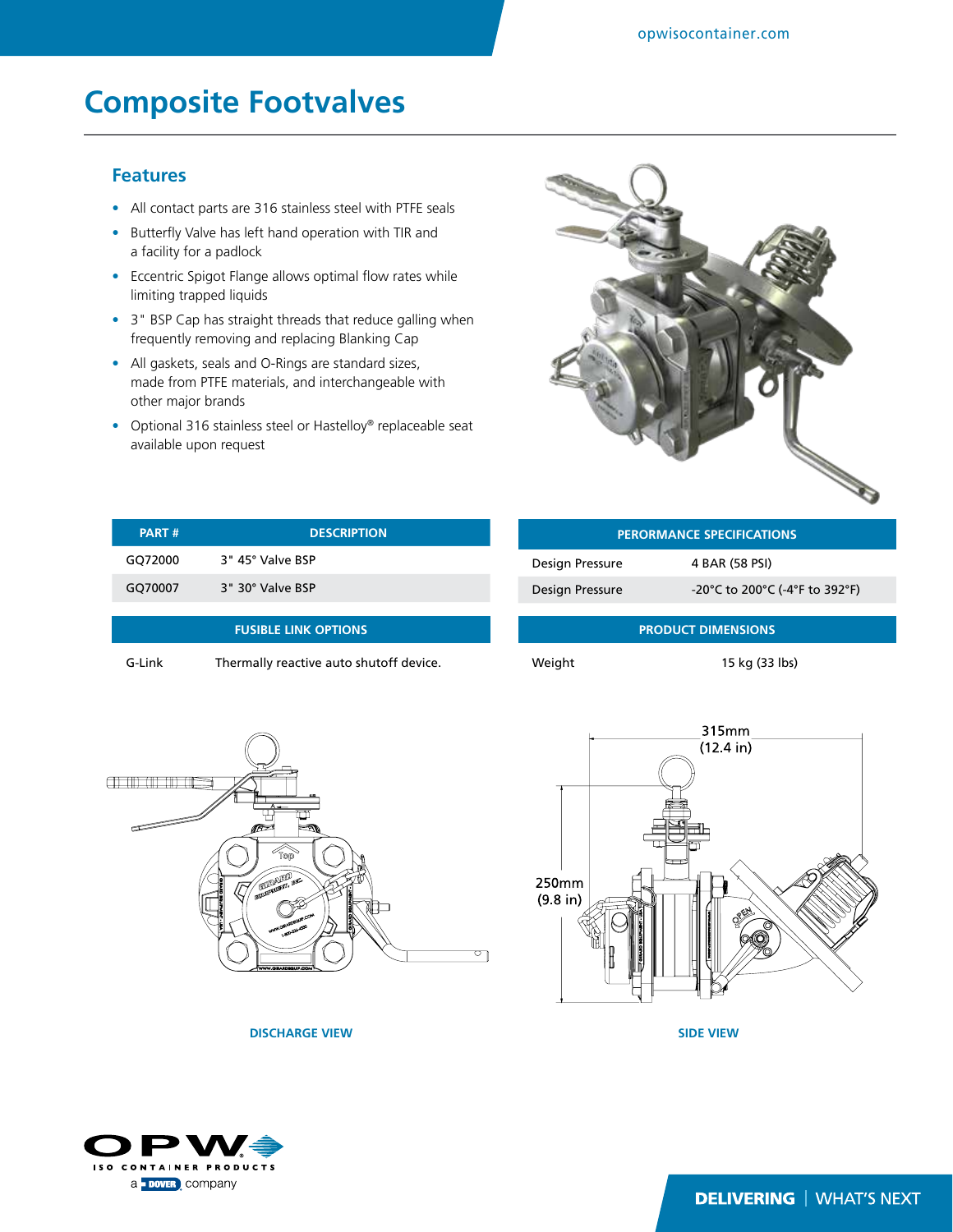# Composite Footvalves

## Features

- All contact parts are 316 stainless steel with PTFE seals
- Butterfly Valve has left hand operation with TIR and a facility for a padlock
- Eccentric Spigot Flange allows optimal flow rates while limiting trapped liquids
- 3" BSP Cap has straight threads that reduce galling when frequently removing and replacing Blanking Cap
- All gaskets, seals and O-Rings are standard sizes, made from PTFE materials, and interchangeable with other major brands
- Optional 316 stainless steel or Hastelloy® replaceable seat available upon request

| PART # | DESCRIPTION |
|---|---|
| GQ72000 | 3" 45° Valve BSP |
| GQ70007 | 3" 30° Valve BSP |

| FUSIBLE LINK OPTIONS | |
|---|---|
| G-Link | Thermally reactive auto shutoff device. |

| PERORMANCE SPECIFICATIONS | |
|---|---|
| Design Pressure | 4 BAR (58 PSI) |
| Design Pressure | -20°C to 200°C (-4°F to 392°F) |

| PRODUCT DIMENSIONS | |
|---|---|
| Weight | 15 kg (33 lbs) |

315mm (12.4 in)

250mm (9.8 in)

DISCHARGE VIEW

SIDE VIEW

OPW ISO CONTAINER PRODUCTS
a DOVER company

DELIVERING | WHAT'S NEXT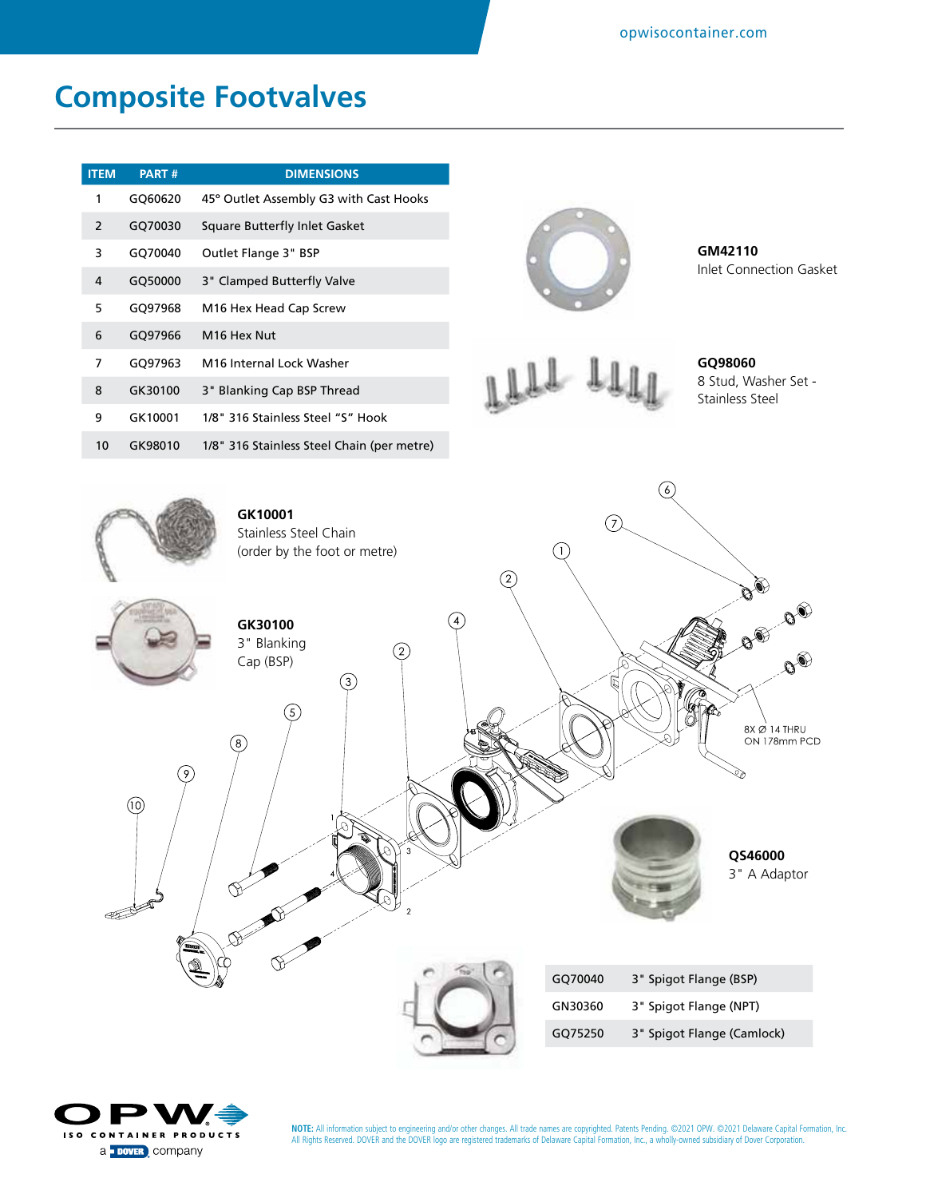# Composite Footvalves

| ITEM | PART # | DIMENSIONS |
|---|---|---|
| 1 | GQ60620 | 45° Outlet Assembly G3 with Cast Hooks |
| 2 | GQ70030 | Square Butterfly Inlet Gasket |
| 3 | GQ70040 | Outlet Flange 3" BSP |
| 4 | GQ50000 | 3" Clamped Butterfly Valve |
| 5 | GQ97968 | M16 Hex Head Cap Screw |
| 6 | GQ97966 | M16 Hex Nut |
| 7 | GQ97963 | M16 Internal Lock Washer |
| 8 | GK30100 | 3" Blanking Cap BSP Thread |
| 9 | GK10001 | 1/8" 316 Stainless Steel "S" Hook |
| 10 | GK98010 | 1/8" 316 Stainless Steel Chain (per metre) |

**GM42110**
Inlet Connection Gasket

**GQ98060**
8 Stud, Washer Set - Stainless Steel

**GK10001**
Stainless Steel Chain
(order by the foot or metre)

**GK30100**
3" Blanking Cap (BSP)

8X Ø 14 THRU
ON 178mm PCD

**QS46000**
3" A Adaptor

| | |
|---|---|
| GQ70040 | 3" Spigot Flange (BSP) |
| GN30360 | 3" Spigot Flange (NPT) |
| GQ75250 | 3" Spigot Flange (Camlock) |

**NOTE:** All information subject to engineering and/or other changes. All trade names are copyrighted. Patents Pending. ©2021 OPW. ©2021 Delaware Capital Formation, Inc. All Rights Reserved. DOVER and the DOVER logo are registered trademarks of Delaware Capital Formation, Inc., a wholly-owned subsidiary of Dover Corporation.